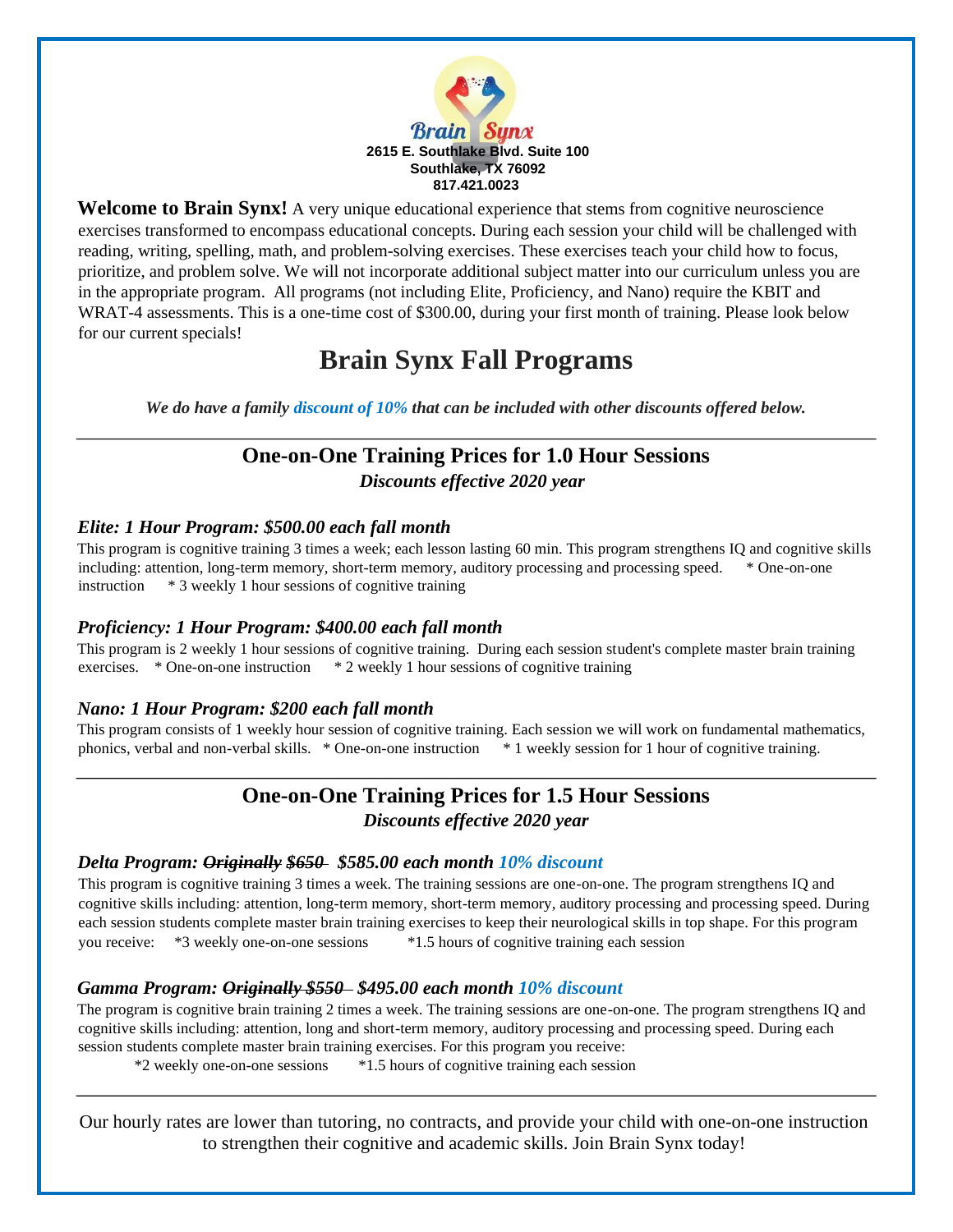Brain Synx

**2615 E. Southlake Blvd. Suite 100**
**Southlake, TX 76092**
**817.421.0023**

**Welcome to Brain Synx!** A very unique educational experience that stems from cognitive neuroscience exercises transformed to encompass educational concepts. During each session your child will be challenged with reading, writing, spelling, math, and problem-solving exercises. These exercises teach your child how to focus, prioritize, and problem solve. We will not incorporate additional subject matter into our curriculum unless you are in the appropriate program. All programs (not including Elite, Proficiency, and Nano) require the KBIT and WRAT-4 assessments. This is a one-time cost of $300.00, during your first month of training. Please look below for our current specials!

# Brain Synx Fall Programs

***We do have a family discount of 10% that can be included with other discounts offered below.***

---

## One-on-One Training Prices for 1.0 Hour Sessions

***Discounts effective 2020 year***

### *Elite: 1 Hour Program: $500.00 each fall month*

This program is cognitive training 3 times a week; each lesson lasting 60 min. This program strengthens IQ and cognitive skills including: attention, long-term memory, short-term memory, auditory processing and processing speed. * One-on-one instruction * 3 weekly 1 hour sessions of cognitive training

### *Proficiency: 1 Hour Program: $400.00 each fall month*

This program is 2 weekly 1 hour sessions of cognitive training. During each session student's complete master brain training exercises. * One-on-one instruction * 2 weekly 1 hour sessions of cognitive training

### *Nano: 1 Hour Program: $200 each fall month*

This program consists of 1 weekly hour session of cognitive training. Each session we will work on fundamental mathematics, phonics, verbal and non-verbal skills. * One-on-one instruction * 1 weekly session for 1 hour of cognitive training.

---

## One-on-One Training Prices for 1.5 Hour Sessions

***Discounts effective 2020 year***

### *Delta Program: ~~Originally $650~~ $585.00 each month 10% discount*

This program is cognitive training 3 times a week. The training sessions are one-on-one. The program strengthens IQ and cognitive skills including: attention, long-term memory, short-term memory, auditory processing and processing speed. During each session students complete master brain training exercises to keep their neurological skills in top shape. For this program you receive: *3 weekly one-on-one sessions *1.5 hours of cognitive training each session

### *Gamma Program: ~~Originally $550~~ $495.00 each month 10% discount*

The program is cognitive brain training 2 times a week. The training sessions are one-on-one. The program strengthens IQ and cognitive skills including: attention, long and short-term memory, auditory processing and processing speed. During each session students complete master brain training exercises. For this program you receive:

*2 weekly one-on-one sessions *1.5 hours of cognitive training each session

---

Our hourly rates are lower than tutoring, no contracts, and provide your child with one-on-one instruction to strengthen their cognitive and academic skills. Join Brain Synx today!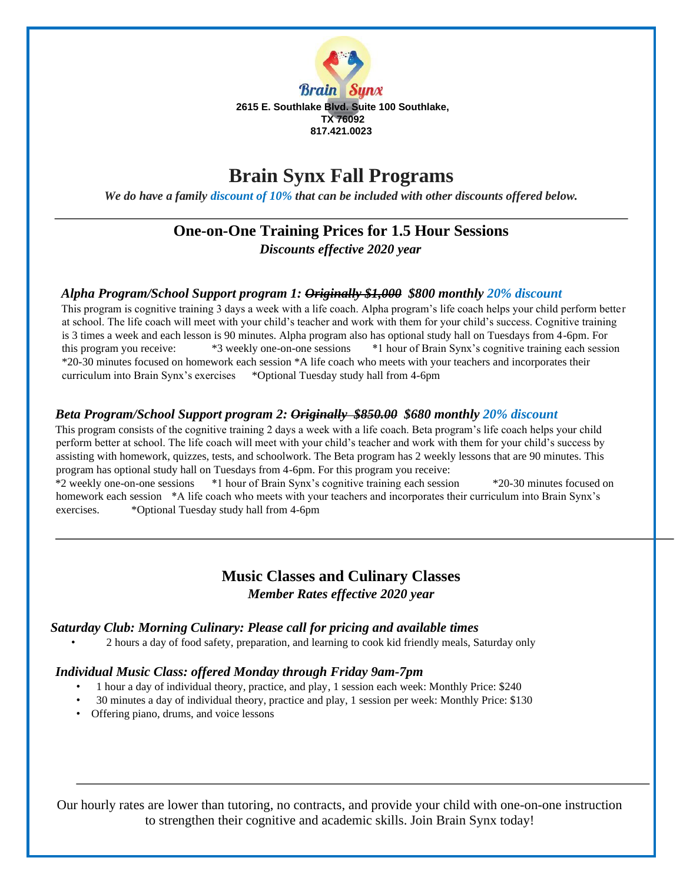Brain Synx

**2615 E. Southlake Blvd. Suite 100 Southlake, TX 76092**
**817.421.0023**

# Brain Synx Fall Programs

***We do have a family discount of 10% that can be included with other discounts offered below.***

---

## One-on-One Training Prices for 1.5 Hour Sessions

***Discounts effective 2020 year***

### *Alpha Program/School Support program 1: ~~Originally $1,000~~ $800 monthly 20% discount*

This program is cognitive training 3 days a week with a life coach. Alpha program's life coach helps your child perform better at school. The life coach will meet with your child's teacher and work with them for your child's success. Cognitive training is 3 times a week and each lesson is 90 minutes. Alpha program also has optional study hall on Tuesdays from 4-6pm. For this program you receive: *3 weekly one-on-one sessions *1 hour of Brain Synx's cognitive training each session *20-30 minutes focused on homework each session *A life coach who meets with your teachers and incorporates their curriculum into Brain Synx's exercises *Optional Tuesday study hall from 4-6pm

### *Beta Program/School Support program 2: ~~Originally $850.00~~ $680 monthly 20% discount*

This program consists of the cognitive training 2 days a week with a life coach. Beta program's life coach helps your child perform better at school. The life coach will meet with your child's teacher and work with them for your child's success by assisting with homework, quizzes, tests, and schoolwork. The Beta program has 2 weekly lessons that are 90 minutes. This program has optional study hall on Tuesdays from 4-6pm. For this program you receive:
*2 weekly one-on-one sessions *1 hour of Brain Synx's cognitive training each session *20-30 minutes focused on homework each session *A life coach who meets with your teachers and incorporates their curriculum into Brain Synx's exercises. *Optional Tuesday study hall from 4-6pm

---

## Music Classes and Culinary Classes

***Member Rates effective 2020 year***

### *Saturday Club: Morning Culinary: Please call for pricing and available times*

- 2 hours a day of food safety, preparation, and learning to cook kid friendly meals, Saturday only

### *Individual Music Class: offered Monday through Friday 9am-7pm*

- 1 hour a day of individual theory, practice, and play, 1 session each week: Monthly Price: $240
- 30 minutes a day of individual theory, practice and play, 1 session per week: Monthly Price: $130
- Offering piano, drums, and voice lessons

---

Our hourly rates are lower than tutoring, no contracts, and provide your child with one-on-one instruction to strengthen their cognitive and academic skills. Join Brain Synx today!